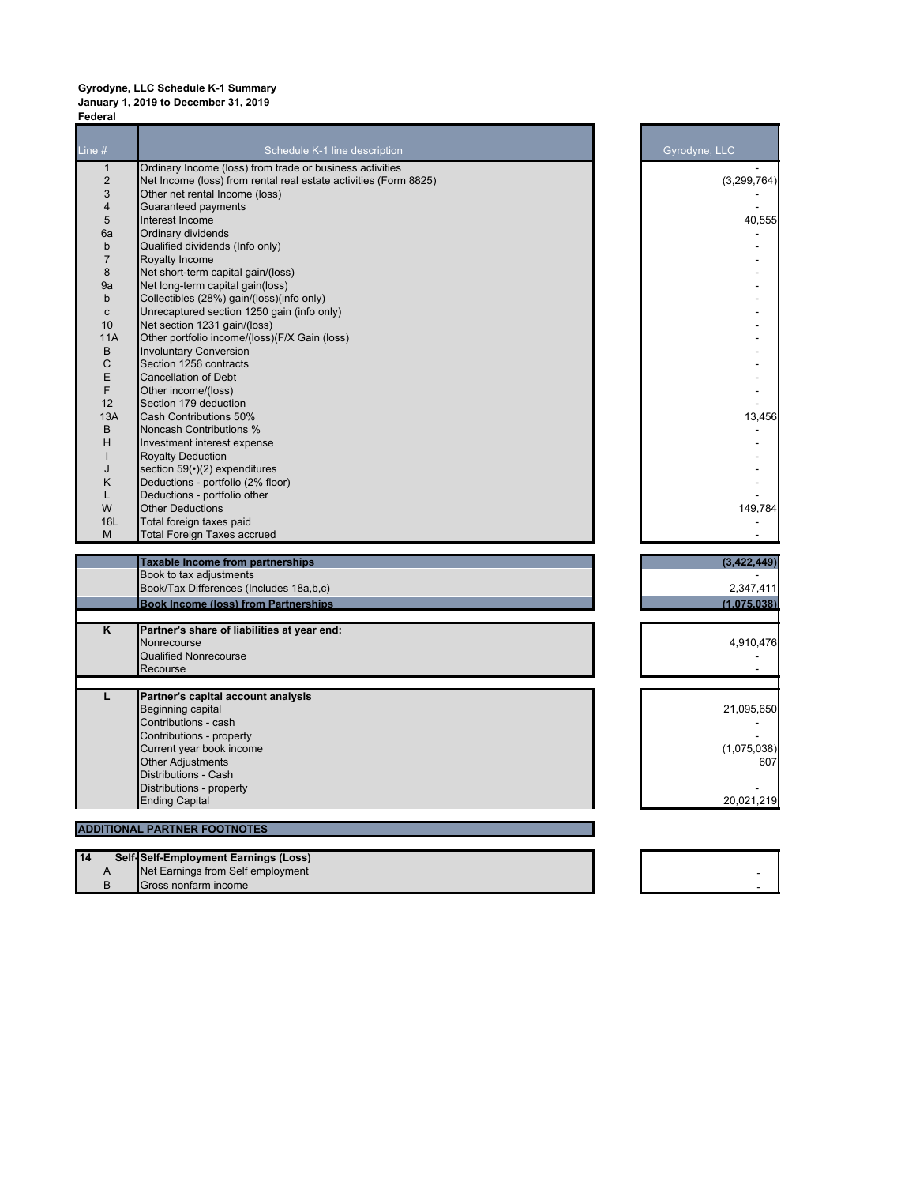**Gyrodyne, LLC Schedule K-1 Summary**
**January 1, 2019 to December 31, 2019**
**Federal**

| Line # | Schedule K-1 line description | Gyrodyne, LLC |
|---|---|---|
| 1 | Ordinary Income (loss) from trade or business activities | - |
| 2 | Net Income (loss) from rental real estate activities (Form 8825) | (3,299,764) |
| 3 | Other net rental Income (loss) | - |
| 4 | Guaranteed payments | - |
| 5 | Interest Income | 40,555 |
| 6a | Ordinary dividends | - |
| b | Qualified dividends (Info only) | - |
| 7 | Royalty Income | - |
| 8 | Net short-term capital gain/(loss) | - |
| 9a | Net long-term capital gain(loss) | - |
| b | Collectibles (28%) gain/(loss)(info only) | - |
| c | Unrecaptured section 1250 gain (info only) | - |
| 10 | Net section 1231 gain/(loss) | - |
| 11A | Other portfolio income/(loss)(F/X Gain (loss) | - |
| B | Involuntary Conversion | - |
| C | Section 1256 contracts | - |
| E | Cancellation of Debt | - |
| F | Other income/(loss) | - |
| 12 | Section 179 deduction | - |
| 13A | Cash Contributions 50% | 13,456 |
| B | Noncash Contributions % | - |
| H | Investment interest expense | - |
| I | Royalty Deduction | - |
| J | section 59(•)(2) expenditures | - |
| K | Deductions - portfolio (2% floor) | - |
| L | Deductions - portfolio other | - |
| W | Other Deductions | 149,784 |
| 16L | Total foreign taxes paid | - |
| M | Total Foreign Taxes accrued | - |

| | | |
|---|---|---|
| | **Taxable Income from partnerships** | **(3,422,449)** |
| | Book to tax adjustments | - |
| | Book/Tax Differences (Includes 18a,b,c) | 2,347,411 |
| | **Book Income (loss) from Partnerships** | **(1,075,038)** |

| | | |
|---|---|---|
| **K** | **Partner's share of liabilities at year end:** | |
| | Nonrecourse | 4,910,476 |
| | Qualified Nonrecourse | - |
| | Recourse | - |

| | | |
|---|---|---|
| **L** | **Partner's capital account analysis** | |
| | Beginning capital | 21,095,650 |
| | Contributions - cash | - |
| | Contributions - property | - |
| | Current year book income | (1,075,038) |
| | Other Adjustments | 607 |
| | Distributions - Cash | |
| | Distributions - property | - |
| | Ending Capital | 20,021,219 |

**ADDITIONAL PARTNER FOOTNOTES**

| | | |
|---|---|---|
| **14** | **Self-Employment Earnings (Loss)** | |
| A | Net Earnings from Self employment | - |
| B | Gross nonfarm income | - |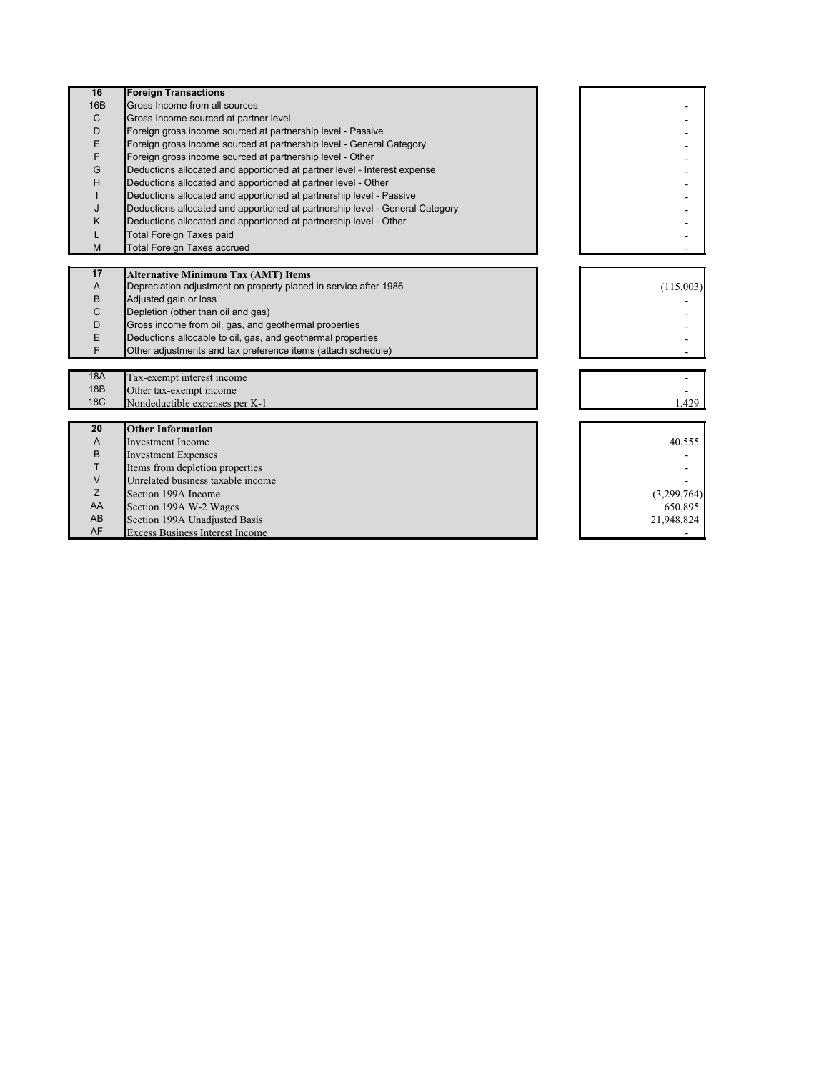| | | |
|---|---|---|
| **16** | **Foreign Transactions** | |
| 16B | Gross Income from all sources | - |
| C | Gross Income sourced at partner level | - |
| D | Foreign gross income sourced at partnership level - Passive | - |
| E | Foreign gross income sourced at partnership level - General Category | - |
| F | Foreign gross income sourced at partnership level - Other | - |
| G | Deductions allocated and apportioned at partner level - Interest expense | - |
| H | Deductions allocated and apportioned at partner level - Other | - |
| I | Deductions allocated and apportioned at partnership level - Passive | - |
| J | Deductions allocated and apportioned at partnership level - General Category | - |
| K | Deductions allocated and apportioned at partnership level - Other | - |
| L | Total Foreign Taxes paid | - |
| M | Total Foreign Taxes accrued | - |

| | | |
|---|---|---|
| **17** | **Alternative Minimum Tax (AMT) Items** | |
| A | Depreciation adjustment on property placed in service after 1986 | (115,003) |
| B | Adjusted gain or loss | - |
| C | Depletion (other than oil and gas) | - |
| D | Gross income from oil, gas, and geothermal properties | - |
| E | Deductions allocable to oil, gas, and geothermal properties | - |
| F | Other adjustments and tax preference items (attach schedule) | - |

| | | |
|---|---|---|
| 18A | Tax-exempt interest income | - |
| 18B | Other tax-exempt income | - |
| 18C | Nondeductible expenses per K-1 | 1,429 |

| | | |
|---|---|---|
| **20** | **Other Information** | |
| A | Investment Income | 40,555 |
| B | Investment Expenses | - |
| T | Items from depletion properties | - |
| V | Unrelated business taxable income | - |
| Z | Section 199A Income | (3,299,764) |
| AA | Section 199A W-2 Wages | 650,895 |
| AB | Section 199A Unadjusted Basis | 21,948,824 |
| AF | Excess Business Interest Income | - |